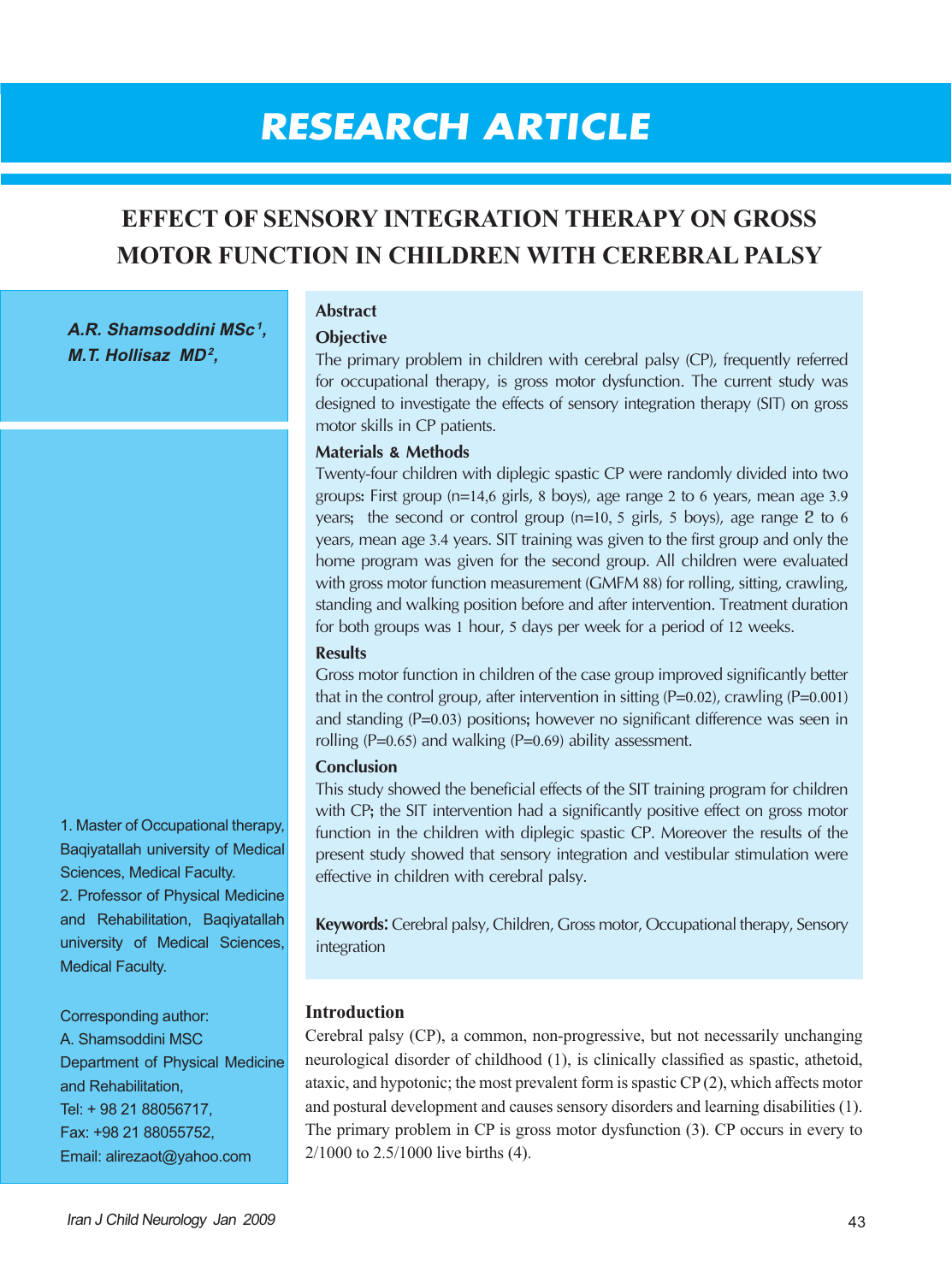RESEARCH ARTICLE

# EFFECT OF SENSORY INTEGRATION THERAPY ON GROSS MOTOR FUNCTION IN CHILDREN WITH CEREBRAL PALSY

***A.R. Shamsoddini MSc[1], M.T. Hollisaz MD[2],***

1. Master of Occupational therapy, Baqiyatallah university of Medical Sciences, Medical Faculty.
2. Professor of Physical Medicine and Rehabilitation, Baqiyatallah university of Medical Sciences, Medical Faculty.

Corresponding author:
A. Shamsoddini MSC
Department of Physical Medicine and Rehabilitation,
Tel: + 98 21 88056717,
Fax: +98 21 88055752,
Email: alirezaot@yahoo.com

## Abstract

### Objective

The primary problem in children with cerebral palsy (CP), frequently referred for occupational therapy, is gross motor dysfunction. The current study was designed to investigate the effects of sensory integration therapy (SIT) on gross motor skills in CP patients.

### Materials & Methods

Twenty-four children with diplegic spastic CP were randomly divided into two groups: First group (n=14,6 girls, 8 boys), age range 2 to 6 years, mean age 3.9 years; the second or control group (n=10, 5 girls, 5 boys), age range 2 to 6 years, mean age 3.4 years. SIT training was given to the first group and only the home program was given for the second group. All children were evaluated with gross motor function measurement (GMFM 88) for rolling, sitting, crawling, standing and walking position before and after intervention. Treatment duration for both groups was 1 hour, 5 days per week for a period of 12 weeks.

### Results

Gross motor function in children of the case group improved significantly better that in the control group, after intervention in sitting (P=0.02), crawling (P=0.001) and standing (P=0.03) positions; however no significant difference was seen in rolling (P=0.65) and walking (P=0.69) ability assessment.

### Conclusion

This study showed the beneficial effects of the SIT training program for children with CP; the SIT intervention had a significantly positive effect on gross motor function in the children with diplegic spastic CP. Moreover the results of the present study showed that sensory integration and vestibular stimulation were effective in children with cerebral palsy.

**Keywords:** Cerebral palsy, Children, Gross motor, Occupational therapy, Sensory integration

## Introduction

Cerebral palsy (CP), a common, non-progressive, but not necessarily unchanging neurological disorder of childhood (1), is clinically classified as spastic, athetoid, ataxic, and hypotonic; the most prevalent form is spastic CP (2), which affects motor and postural development and causes sensory disorders and learning disabilities (1). The primary problem in CP is gross motor dysfunction (3). CP occurs in every to 2/1000 to 2.5/1000 live births (4).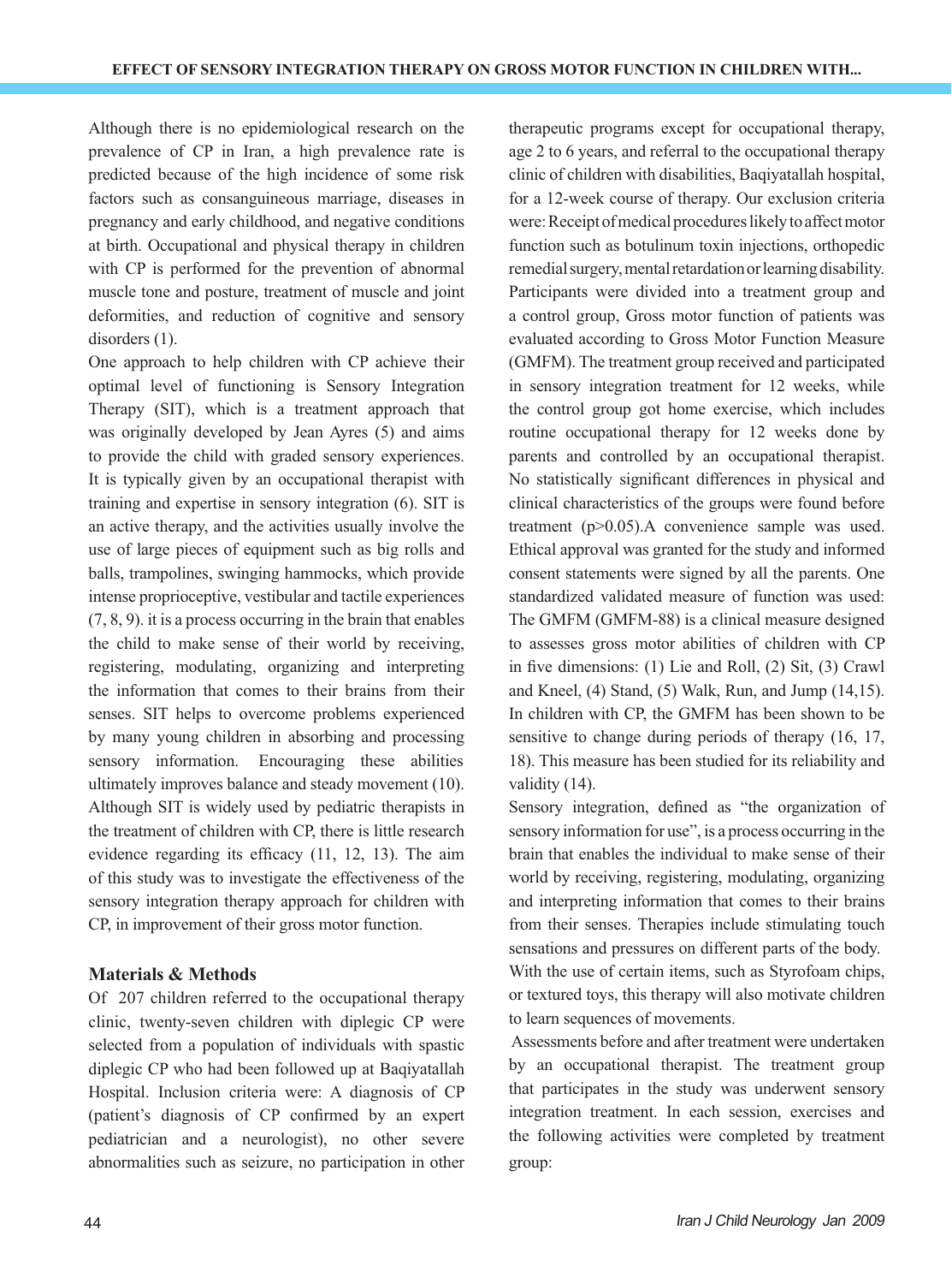Although there is no epidemiological research on the prevalence of CP in Iran, a high prevalence rate is predicted because of the high incidence of some risk factors such as consanguineous marriage, diseases in pregnancy and early childhood, and negative conditions at birth. Occupational and physical therapy in children with CP is performed for the prevention of abnormal muscle tone and posture, treatment of muscle and joint deformities, and reduction of cognitive and sensory disorders (1).

One approach to help children with CP achieve their optimal level of functioning is Sensory Integration Therapy (SIT), which is a treatment approach that was originally developed by Jean Ayres (5) and aims to provide the child with graded sensory experiences. It is typically given by an occupational therapist with training and expertise in sensory integration (6). SIT is an active therapy, and the activities usually involve the use of large pieces of equipment such as big rolls and balls, trampolines, swinging hammocks, which provide intense proprioceptive, vestibular and tactile experiences (7, 8, 9). it is a process occurring in the brain that enables the child to make sense of their world by receiving, registering, modulating, organizing and interpreting the information that comes to their brains from their senses. SIT helps to overcome problems experienced by many young children in absorbing and processing sensory information. Encouraging these abilities ultimately improves balance and steady movement (10). Although SIT is widely used by pediatric therapists in the treatment of children with CP, there is little research evidence regarding its efficacy (11, 12, 13). The aim of this study was to investigate the effectiveness of the sensory integration therapy approach for children with CP, in improvement of their gross motor function.

## Materials & Methods

Of 207 children referred to the occupational therapy clinic, twenty-seven children with diplegic CP were selected from a population of individuals with spastic diplegic CP who had been followed up at Baqiyatallah Hospital. Inclusion criteria were: A diagnosis of CP (patient's diagnosis of CP confirmed by an expert pediatrician and a neurologist), no other severe abnormalities such as seizure, no participation in other therapeutic programs except for occupational therapy, age 2 to 6 years, and referral to the occupational therapy clinic of children with disabilities, Baqiyatallah hospital, for a 12-week course of therapy. Our exclusion criteria were: Receipt of medical procedures likely to affect motor function such as botulinum toxin injections, orthopedic remedial surgery, mental retardation or learning disability. Participants were divided into a treatment group and a control group, Gross motor function of patients was evaluated according to Gross Motor Function Measure (GMFM). The treatment group received and participated in sensory integration treatment for 12 weeks, while the control group got home exercise, which includes routine occupational therapy for 12 weeks done by parents and controlled by an occupational therapist. No statistically significant differences in physical and clinical characteristics of the groups were found before treatment ($p>0.05$).A convenience sample was used. Ethical approval was granted for the study and informed consent statements were signed by all the parents. One standardized validated measure of function was used: The GMFM (GMFM-88) is a clinical measure designed to assesses gross motor abilities of children with CP in five dimensions: (1) Lie and Roll, (2) Sit, (3) Crawl and Kneel, (4) Stand, (5) Walk, Run, and Jump (14,15). In children with CP, the GMFM has been shown to be sensitive to change during periods of therapy (16, 17, 18). This measure has been studied for its reliability and validity (14).

Sensory integration, defined as "the organization of sensory information for use", is a process occurring in the brain that enables the individual to make sense of their world by receiving, registering, modulating, organizing and interpreting information that comes to their brains from their senses. Therapies include stimulating touch sensations and pressures on different parts of the body. With the use of certain items, such as Styrofoam chips, or textured toys, this therapy will also motivate children to learn sequences of movements.

Assessments before and after treatment were undertaken by an occupational therapist. The treatment group that participates in the study was underwent sensory integration treatment. In each session, exercises and the following activities were completed by treatment group: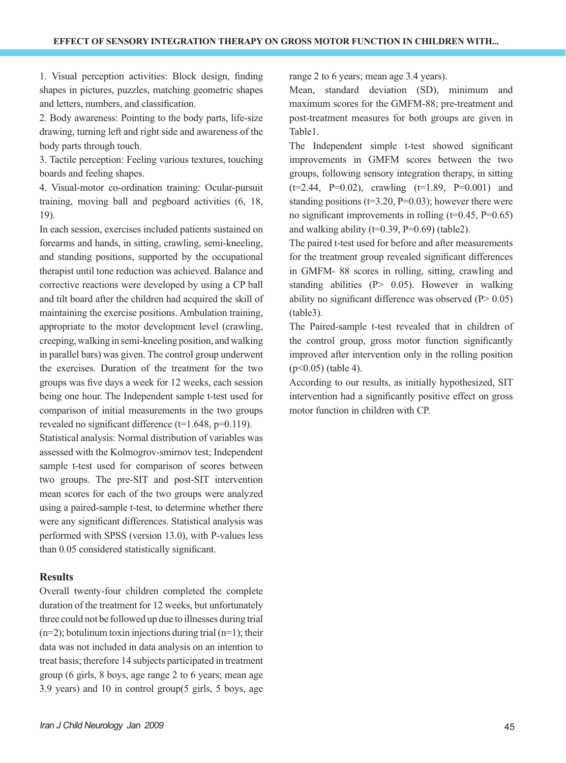1. Visual perception activities: Block design, finding shapes in pictures, puzzles, matching geometric shapes and letters, numbers, and classification.
2. Body awareness: Pointing to the body parts, life-size drawing, turning left and right side and awareness of the body parts through touch.
3. Tactile perception: Feeling various textures, touching boards and feeling shapes.
4. Visual-motor co-ordination training: Ocular-pursuit training, moving ball and pegboard activities (6, 18, 19).

In each session, exercises included patients sustained on forearms and hands, in sitting, crawling, semi-kneeling, and standing positions, supported by the occupational therapist until tone reduction was achieved. Balance and corrective reactions were developed by using a CP ball and tilt board after the children had acquired the skill of maintaining the exercise positions. Ambulation training, appropriate to the motor development level (crawling, creeping, walking in semi-kneeling position, and walking in parallel bars) was given. The control group underwent the exercises. Duration of the treatment for the two groups was five days a week for 12 weeks, each session being one hour. The Independent sample t-test used for comparison of initial measurements in the two groups revealed no significant difference (t=1.648, p=0.119).

Statistical analysis: Normal distribution of variables was assessed with the Kolmogrov-smirnov test; Independent sample t-test used for comparison of scores between two groups. The pre-SIT and post-SIT intervention mean scores for each of the two groups were analyzed using a paired-sample t-test, to determine whether there were any significant differences. Statistical analysis was performed with SPSS (version 13.0), with P-values less than 0.05 considered statistically significant.

## Results

Overall twenty-four children completed the complete duration of the treatment for 12 weeks, but unfortunately three could not be followed up due to illnesses during trial (n=2); botulinum toxin injections during trial (n=1); their data was not included in data analysis on an intention to treat basis; therefore 14 subjects participated in treatment group (6 girls, 8 boys, age range 2 to 6 years; mean age 3.9 years) and 10 in control group(5 girls, 5 boys, age range 2 to 6 years; mean age 3.4 years).

Mean, standard deviation (SD), minimum and maximum scores for the GMFM-88; pre-treatment and post-treatment measures for both groups are given in Table1.

The Independent simple t-test showed significant improvements in GMFM scores between the two groups, following sensory integration therapy, in sitting (t=2.44, P=0.02), crawling (t=1.89, P=0.001) and standing positions (t=3.20, P=0.03); however there were no significant improvements in rolling (t=0.45, P=0.65) and walking ability (t=0.39, P=0.69) (table2).

The paired t-test used for before and after measurements for the treatment group revealed significant differences in GMFM- 88 scores in rolling, sitting, crawling and standing abilities (P> 0.05). However in walking ability no significant difference was observed (P> 0.05) (table3).

The Paired-sample t-test revealed that in children of the control group, gross motor function significantly improved after intervention only in the rolling position (p<0.05) (table 4).

According to our results, as initially hypothesized, SIT intervention had a significantly positive effect on gross motor function in children with CP.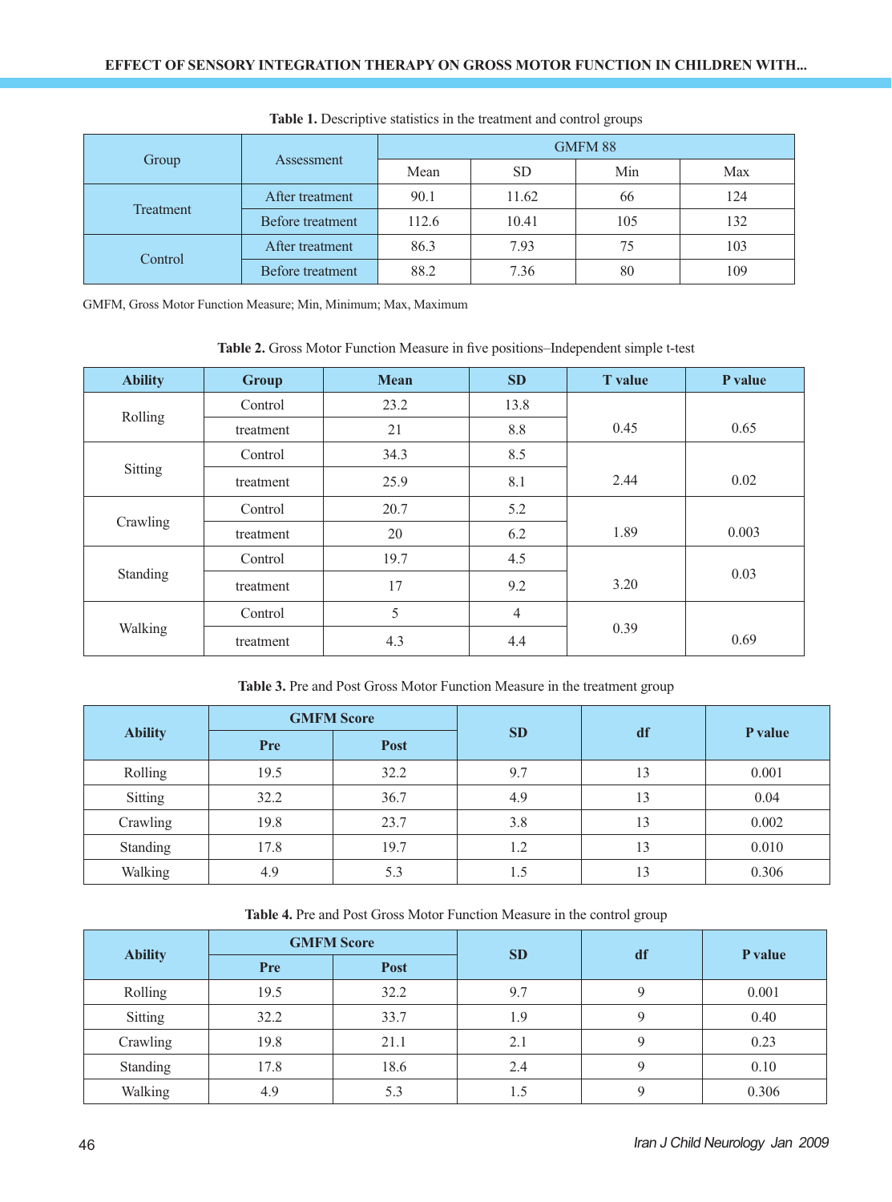**Table 1.** Descriptive statistics in the treatment and control groups

| Group | Assessment | GMFM 88 | | | |
|---|---|---|---|---|---|
| | | Mean | SD | Min | Max |
| Treatment | After treatment | 90.1 | 11.62 | 66 | 124 |
| | Before treatment | 112.6 | 10.41 | 105 | 132 |
| Control | After treatment | 86.3 | 7.93 | 75 | 103 |
| | Before treatment | 88.2 | 7.36 | 80 | 109 |

GMFM, Gross Motor Function Measure; Min, Minimum; Max, Maximum

**Table 2.** Gross Motor Function Measure in five positions–Independent simple t-test

| Ability | Group | Mean | SD | T value | P value |
|---|---|---|---|---|---|
| Rolling | Control | 23.2 | 13.8 | 0.45 | 0.65 |
| | treatment | 21 | 8.8 | | |
| Sitting | Control | 34.3 | 8.5 | 2.44 | 0.02 |
| | treatment | 25.9 | 8.1 | | |
| Crawling | Control | 20.7 | 5.2 | 1.89 | 0.003 |
| | treatment | 20 | 6.2 | | |
| Standing | Control | 19.7 | 4.5 | 3.20 | 0.03 |
| | treatment | 17 | 9.2 | | |
| Walking | Control | 5 | 4 | 0.39 | 0.69 |
| | treatment | 4.3 | 4.4 | | |

**Table 3.** Pre and Post Gross Motor Function Measure in the treatment group

| Ability | GMFM Score | | SD | df | P value |
|---|---|---|---|---|---|
| | Pre | Post | | | |
| Rolling | 19.5 | 32.2 | 9.7 | 13 | 0.001 |
| Sitting | 32.2 | 36.7 | 4.9 | 13 | 0.04 |
| Crawling | 19.8 | 23.7 | 3.8 | 13 | 0.002 |
| Standing | 17.8 | 19.7 | 1.2 | 13 | 0.010 |
| Walking | 4.9 | 5.3 | 1.5 | 13 | 0.306 |

**Table 4.** Pre and Post Gross Motor Function Measure in the control group

| Ability | GMFM Score | | SD | df | P value |
|---|---|---|---|---|---|
| | Pre | Post | | | |
| Rolling | 19.5 | 32.2 | 9.7 | 9 | 0.001 |
| Sitting | 32.2 | 33.7 | 1.9 | 9 | 0.40 |
| Crawling | 19.8 | 21.1 | 2.1 | 9 | 0.23 |
| Standing | 17.8 | 18.6 | 2.4 | 9 | 0.10 |
| Walking | 4.9 | 5.3 | 1.5 | 9 | 0.306 |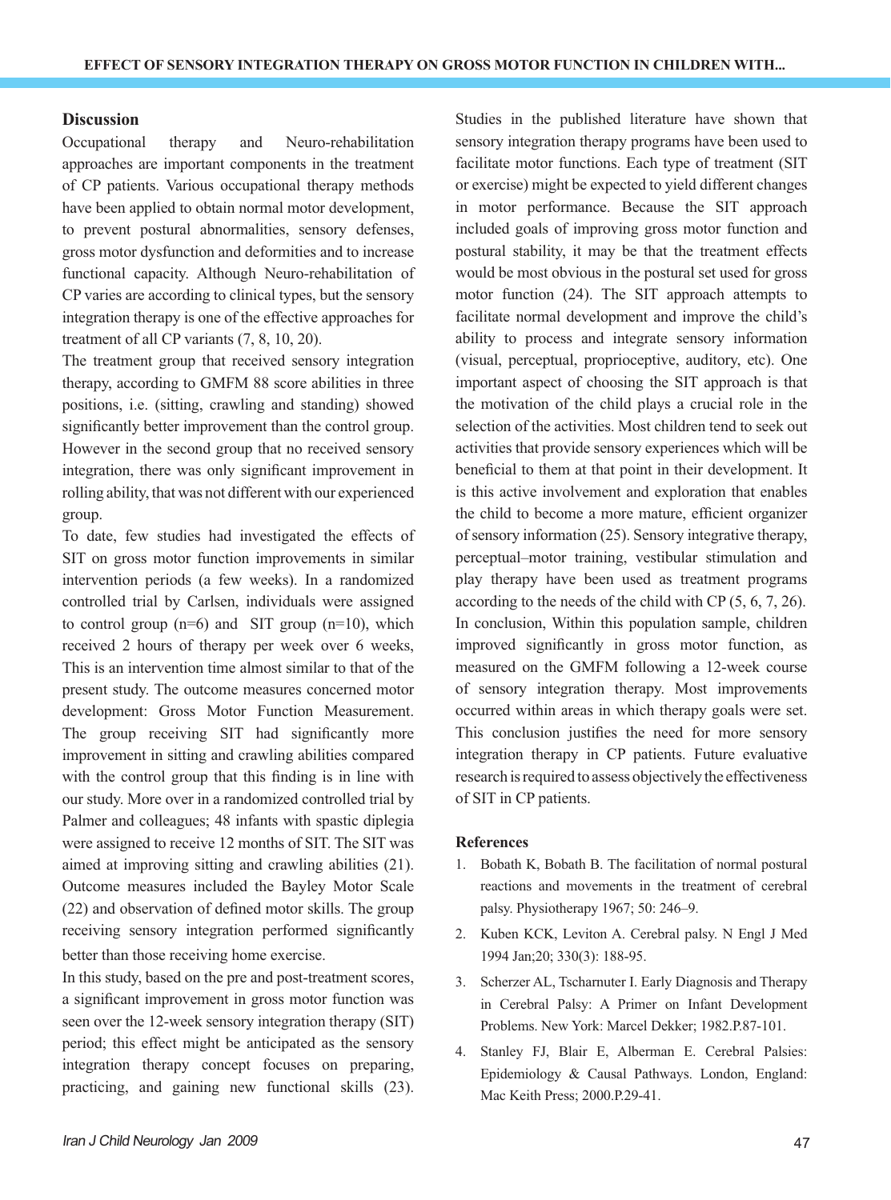## Discussion

Occupational therapy and Neuro-rehabilitation approaches are important components in the treatment of CP patients. Various occupational therapy methods have been applied to obtain normal motor development, to prevent postural abnormalities, sensory defenses, gross motor dysfunction and deformities and to increase functional capacity. Although Neuro-rehabilitation of CP varies are according to clinical types, but the sensory integration therapy is one of the effective approaches for treatment of all CP variants (7, 8, 10, 20).

The treatment group that received sensory integration therapy, according to GMFM 88 score abilities in three positions, i.e. (sitting, crawling and standing) showed significantly better improvement than the control group. However in the second group that no received sensory integration, there was only significant improvement in rolling ability, that was not different with our experienced group.

To date, few studies had investigated the effects of SIT on gross motor function improvements in similar intervention periods (a few weeks). In a randomized controlled trial by Carlsen, individuals were assigned to control group (n=6) and SIT group (n=10), which received 2 hours of therapy per week over 6 weeks, This is an intervention time almost similar to that of the present study. The outcome measures concerned motor development: Gross Motor Function Measurement. The group receiving SIT had significantly more improvement in sitting and crawling abilities compared with the control group that this finding is in line with our study. More over in a randomized controlled trial by Palmer and colleagues; 48 infants with spastic diplegia were assigned to receive 12 months of SIT. The SIT was aimed at improving sitting and crawling abilities (21). Outcome measures included the Bayley Motor Scale (22) and observation of defined motor skills. The group receiving sensory integration performed significantly better than those receiving home exercise.

In this study, based on the pre and post-treatment scores, a significant improvement in gross motor function was seen over the 12-week sensory integration therapy (SIT) period; this effect might be anticipated as the sensory integration therapy concept focuses on preparing, practicing, and gaining new functional skills (23). Studies in the published literature have shown that sensory integration therapy programs have been used to facilitate motor functions. Each type of treatment (SIT or exercise) might be expected to yield different changes in motor performance. Because the SIT approach included goals of improving gross motor function and postural stability, it may be that the treatment effects would be most obvious in the postural set used for gross motor function (24). The SIT approach attempts to facilitate normal development and improve the child's ability to process and integrate sensory information (visual, perceptual, proprioceptive, auditory, etc). One important aspect of choosing the SIT approach is that the motivation of the child plays a crucial role in the selection of the activities. Most children tend to seek out activities that provide sensory experiences which will be beneficial to them at that point in their development. It is this active involvement and exploration that enables the child to become a more mature, efficient organizer of sensory information (25). Sensory integrative therapy, perceptual–motor training, vestibular stimulation and play therapy have been used as treatment programs according to the needs of the child with CP (5, 6, 7, 26).

In conclusion, Within this population sample, children improved significantly in gross motor function, as measured on the GMFM following a 12-week course of sensory integration therapy. Most improvements occurred within areas in which therapy goals were set. This conclusion justifies the need for more sensory integration therapy in CP patients. Future evaluative research is required to assess objectively the effectiveness of SIT in CP patients.

## References

1. Bobath K, Bobath B. The facilitation of normal postural reactions and movements in the treatment of cerebral palsy. Physiotherapy 1967; 50: 246–9.
2. Kuben KCK, Leviton A. Cerebral palsy. N Engl J Med 1994 Jan;20; 330(3): 188-95.
3. Scherzer AL, Tscharnuter I. Early Diagnosis and Therapy in Cerebral Palsy: A Primer on Infant Development Problems. New York: Marcel Dekker; 1982.P.87-101.
4. Stanley FJ, Blair E, Alberman E. Cerebral Palsies: Epidemiology & Causal Pathways. London, England: Mac Keith Press; 2000.P.29-41.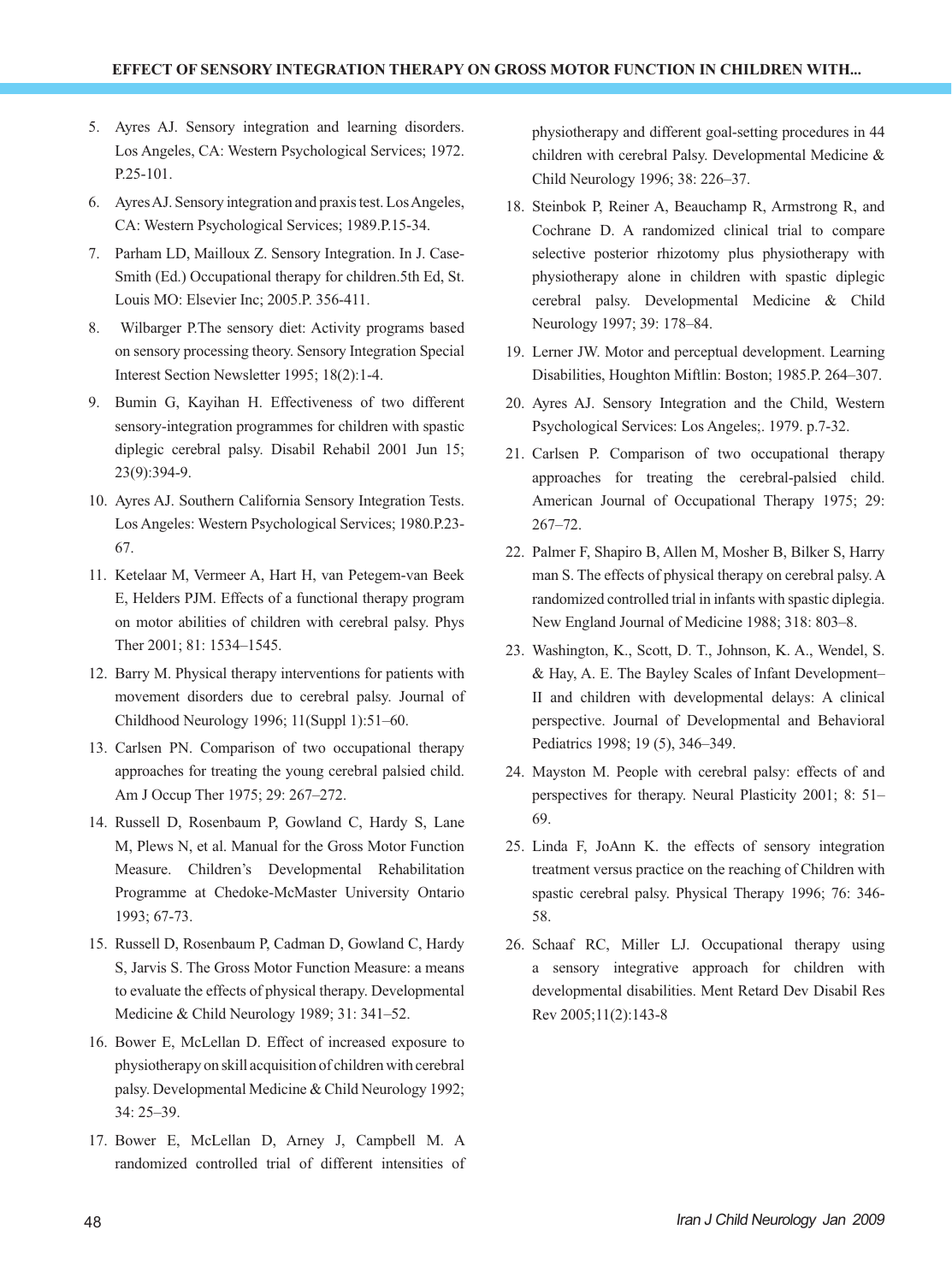5. Ayres AJ. Sensory integration and learning disorders. Los Angeles, CA: Western Psychological Services; 1972. P.25-101.
6. Ayres AJ. Sensory integration and praxis test. Los Angeles, CA: Western Psychological Services; 1989.P.15-34.
7. Parham LD, Mailloux Z. Sensory Integration. In J. Case-Smith (Ed.) Occupational therapy for children.5th Ed, St. Louis MO: Elsevier Inc; 2005.P. 356-411.
8. Wilbarger P.The sensory diet: Activity programs based on sensory processing theory. Sensory Integration Special Interest Section Newsletter 1995; 18(2):1-4.
9. Bumin G, Kayihan H. Effectiveness of two different sensory-integration programmes for children with spastic diplegic cerebral palsy. Disabil Rehabil 2001 Jun 15; 23(9):394-9.
10. Ayres AJ. Southern California Sensory Integration Tests. Los Angeles: Western Psychological Services; 1980.P.23-67.
11. Ketelaar M, Vermeer A, Hart H, van Petegem-van Beek E, Helders PJM. Effects of a functional therapy program on motor abilities of children with cerebral palsy. Phys Ther 2001; 81: 1534–1545.
12. Barry M. Physical therapy interventions for patients with movement disorders due to cerebral palsy. Journal of Childhood Neurology 1996; 11(Suppl 1):51–60.
13. Carlsen PN. Comparison of two occupational therapy approaches for treating the young cerebral palsied child. Am J Occup Ther 1975; 29: 267–272.
14. Russell D, Rosenbaum P, Gowland C, Hardy S, Lane M, Plews N, et al. Manual for the Gross Motor Function Measure. Children's Developmental Rehabilitation Programme at Chedoke-McMaster University Ontario 1993; 67-73.
15. Russell D, Rosenbaum P, Cadman D, Gowland C, Hardy S, Jarvis S. The Gross Motor Function Measure: a means to evaluate the effects of physical therapy. Developmental Medicine & Child Neurology 1989; 31: 341–52.
16. Bower E, McLellan D. Effect of increased exposure to physiotherapy on skill acquisition of children with cerebral palsy. Developmental Medicine & Child Neurology 1992; 34: 25–39.
17. Bower E, McLellan D, Arney J, Campbell M. A randomized controlled trial of different intensities of physiotherapy and different goal-setting procedures in 44 children with cerebral Palsy. Developmental Medicine & Child Neurology 1996; 38: 226–37.
18. Steinbok P, Reiner A, Beauchamp R, Armstrong R, and Cochrane D. A randomized clinical trial to compare selective posterior rhizotomy plus physiotherapy with physiotherapy alone in children with spastic diplegic cerebral palsy. Developmental Medicine & Child Neurology 1997; 39: 178–84.
19. Lerner JW. Motor and perceptual development. Learning Disabilities, Houghton Miftlin: Boston; 1985.P. 264–307.
20. Ayres AJ. Sensory Integration and the Child, Western Psychological Services: Los Angeles;. 1979. p.7-32.
21. Carlsen P. Comparison of two occupational therapy approaches for treating the cerebral-palsied child. American Journal of Occupational Therapy 1975; 29: 267–72.
22. Palmer F, Shapiro B, Allen M, Mosher B, Bilker S, Harry man S. The effects of physical therapy on cerebral palsy. A randomized controlled trial in infants with spastic diplegia. New England Journal of Medicine 1988; 318: 803–8.
23. Washington, K., Scott, D. T., Johnson, K. A., Wendel, S. & Hay, A. E. The Bayley Scales of Infant Development–II and children with developmental delays: A clinical perspective. Journal of Developmental and Behavioral Pediatrics 1998; 19 (5), 346–349.
24. Mayston M. People with cerebral palsy: effects of and perspectives for therapy. Neural Plasticity 2001; 8: 51–69.
25. Linda F, JoAnn K. the effects of sensory integration treatment versus practice on the reaching of Children with spastic cerebral palsy. Physical Therapy 1996; 76: 346-58.
26. Schaaf RC, Miller LJ. Occupational therapy using a sensory integrative approach for children with developmental disabilities. Ment Retard Dev Disabil Res Rev 2005;11(2):143-8